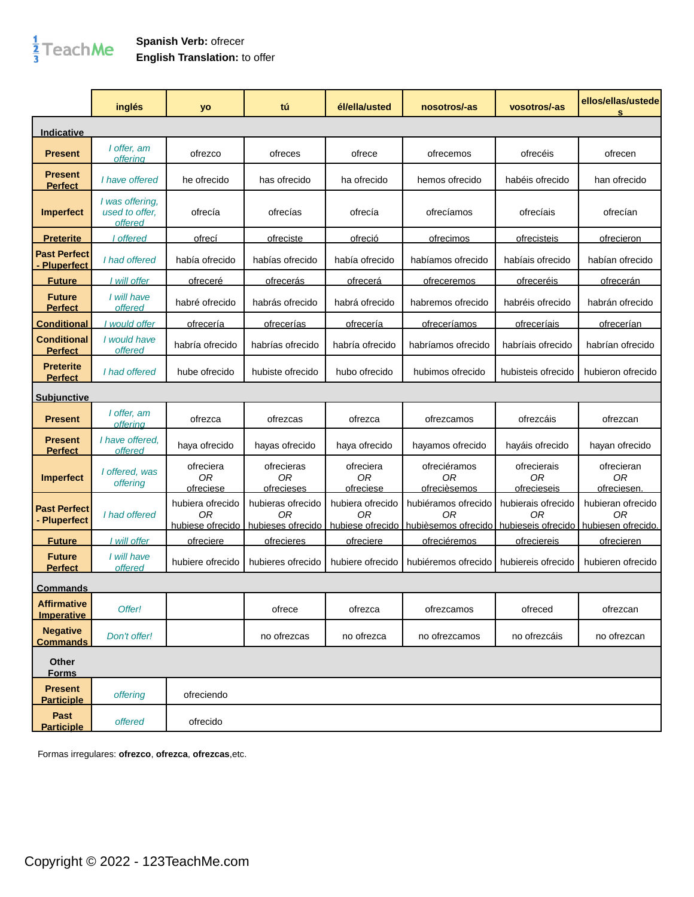**Spanish Verb:** ofrecer
**English Translation:** to offer

| | inglés | yo | tú | él/ella/usted | nosotros/-as | vosotros/-as | ellos/ellas/ustedes |
|---|---|---|---|---|---|---|---|
| **Indicative** | | | | | | | |
| **Present** | *I offer, am offering* | ofrezco | ofreces | ofrece | ofrecemos | ofrecéis | ofrecen |
| **Present Perfect** | *I have offered* | he ofrecido | has ofrecido | ha ofrecido | hemos ofrecido | habéis ofrecido | han ofrecido |
| **Imperfect** | *I was offering, used to offer, offered* | ofrecía | ofrecías | ofrecía | ofrecíamos | ofrecíais | ofrecían |
| **Preterite** | *I offered* | ofrecí | ofreciste | ofreció | ofrecimos | ofrecisteis | ofrecieron |
| **Past Perfect - Pluperfect** | *I had offered* | había ofrecido | habías ofrecido | había ofrecido | habíamos ofrecido | habíais ofrecido | habían ofrecido |
| **Future** | *I will offer* | ofreceré | ofrecerás | ofrecerá | ofreceremos | ofreceréis | ofrecerán |
| **Future Perfect** | *I will have offered* | habré ofrecido | habrás ofrecido | habrá ofrecido | habremos ofrecido | habréis ofrecido | habrán ofrecido |
| **Conditional** | *I would offer* | ofrecería | ofrecerías | ofrecería | ofreceríamos | ofreceríais | ofrecerían |
| **Conditional Perfect** | *I would have offered* | habría ofrecido | habrías ofrecido | habría ofrecido | habríamos ofrecido | habríais ofrecido | habrían ofrecido |
| **Preterite Perfect** | *I had offered* | hube ofrecido | hubiste ofrecido | hubo ofrecido | hubimos ofrecido | hubisteis ofrecido | hubieron ofrecido |
| **Subjunctive** | | | | | | | |
| **Present** | *I offer, am offering* | ofrezca | ofrezcas | ofrezca | ofrezcamos | ofrezcáis | ofrezcan |
| **Present Perfect** | *I have offered, offered* | haya ofrecido | hayas ofrecido | haya ofrecido | hayamos ofrecido | hayáis ofrecido | hayan ofrecido |
| **Imperfect** | *I offered, was offering* | ofreciera *OR* ofreciese | ofrecieras *OR* ofrecieses | ofreciera *OR* ofreciese | ofreciéramos *OR* ofrecièsemos | ofrecierais *OR* ofrecieseis | ofrecieran *OR* ofreciesen. |
| **Past Perfect - Pluperfect** | *I had offered* | hubiera ofrecido *OR* hubiese ofrecido | hubieras ofrecido *OR* hubieses ofrecido | hubiera ofrecido *OR* hubiese ofrecido | hubiéramos ofrecido *OR* hubièsemos ofrecido | hubierais ofrecido *OR* hubieseis ofrecido | hubieran ofrecido *OR* hubiesen ofrecido. |
| **Future** | *I will offer* | ofreciere | ofrecieres | ofreciere | ofreciéremos | ofreciereis | ofrecieren |
| **Future Perfect** | *I will have offered* | hubiere ofrecido | hubieres ofrecido | hubiere ofrecido | hubiéremos ofrecido | hubiereis ofrecido | hubieren ofrecido |
| **Commands** | | | | | | | |
| **Affirmative Imperative** | *Offer!* | | ofrece | ofrezca | ofrezcamos | ofreced | ofrezcan |
| **Negative Commands** | *Don't offer!* | | no ofrezcas | no ofrezca | no ofrezcamos | no ofrezcáis | no ofrezcan |
| **Other Forms** | | | | | | | |
| **Present Participle** | *offering* | ofreciendo | | | | | |
| **Past Participle** | *offered* | ofrecido | | | | | |

Formas irregulares: **ofrezco**, **ofrezca**, **ofrezcas**,etc.

Copyright © 2022 - 123TeachMe.com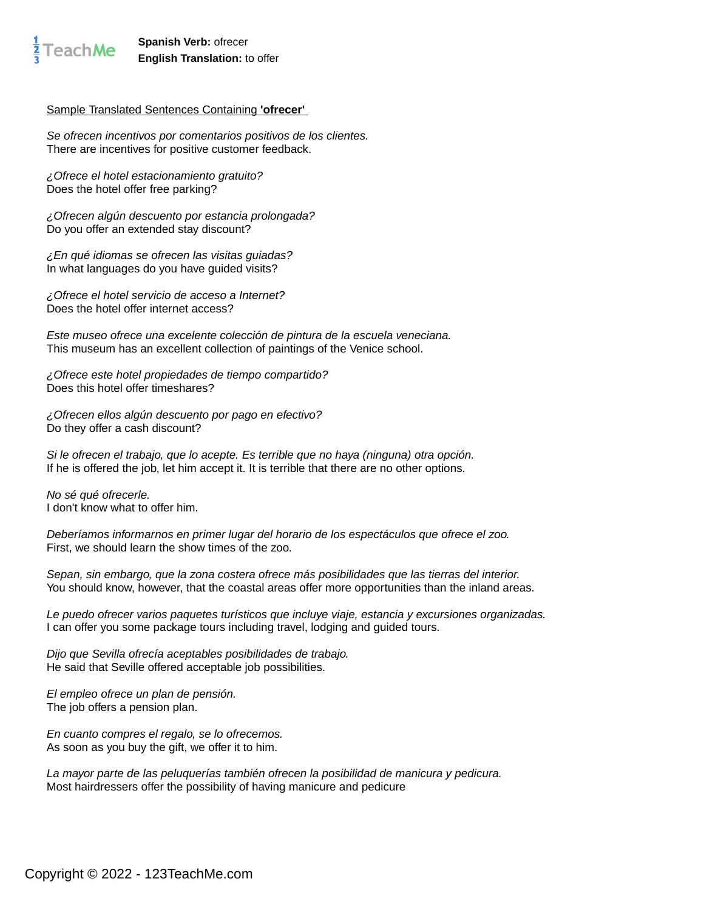**Spanish Verb:** ofrecer
**English Translation:** to offer

Sample Translated Sentences Containing **'ofrecer'**

*Se ofrecen incentivos por comentarios positivos de los clientes.*
There are incentives for positive customer feedback.

*¿Ofrece el hotel estacionamiento gratuito?*
Does the hotel offer free parking?

*¿Ofrecen algún descuento por estancia prolongada?*
Do you offer an extended stay discount?

*¿En qué idiomas se ofrecen las visitas guiadas?*
In what languages do you have guided visits?

*¿Ofrece el hotel servicio de acceso a Internet?*
Does the hotel offer internet access?

*Este museo ofrece una excelente colección de pintura de la escuela veneciana.*
This museum has an excellent collection of paintings of the Venice school.

*¿Ofrece este hotel propiedades de tiempo compartido?*
Does this hotel offer timeshares?

*¿Ofrecen ellos algún descuento por pago en efectivo?*
Do they offer a cash discount?

*Si le ofrecen el trabajo, que lo acepte. Es terrible que no haya (ninguna) otra opción.*
If he is offered the job, let him accept it. It is terrible that there are no other options.

*No sé qué ofrecerle.*
I don't know what to offer him.

*Deberíamos informarnos en primer lugar del horario de los espectáculos que ofrece el zoo.*
First, we should learn the show times of the zoo.

*Sepan, sin embargo, que la zona costera ofrece más posibilidades que las tierras del interior.*
You should know, however, that the coastal areas offer more opportunities than the inland areas.

*Le puedo ofrecer varios paquetes turísticos que incluye viaje, estancia y excursiones organizadas.*
I can offer you some package tours including travel, lodging and guided tours.

*Dijo que Sevilla ofrecía aceptables posibilidades de trabajo.*
He said that Seville offered acceptable job possibilities.

*El empleo ofrece un plan de pensión.*
The job offers a pension plan.

*En cuanto compres el regalo, se lo ofrecemos.*
As soon as you buy the gift, we offer it to him.

*La mayor parte de las peluquerías también ofrecen la posibilidad de manicura y pedicura.*
Most hairdressers offer the possibility of having manicure and pedicure